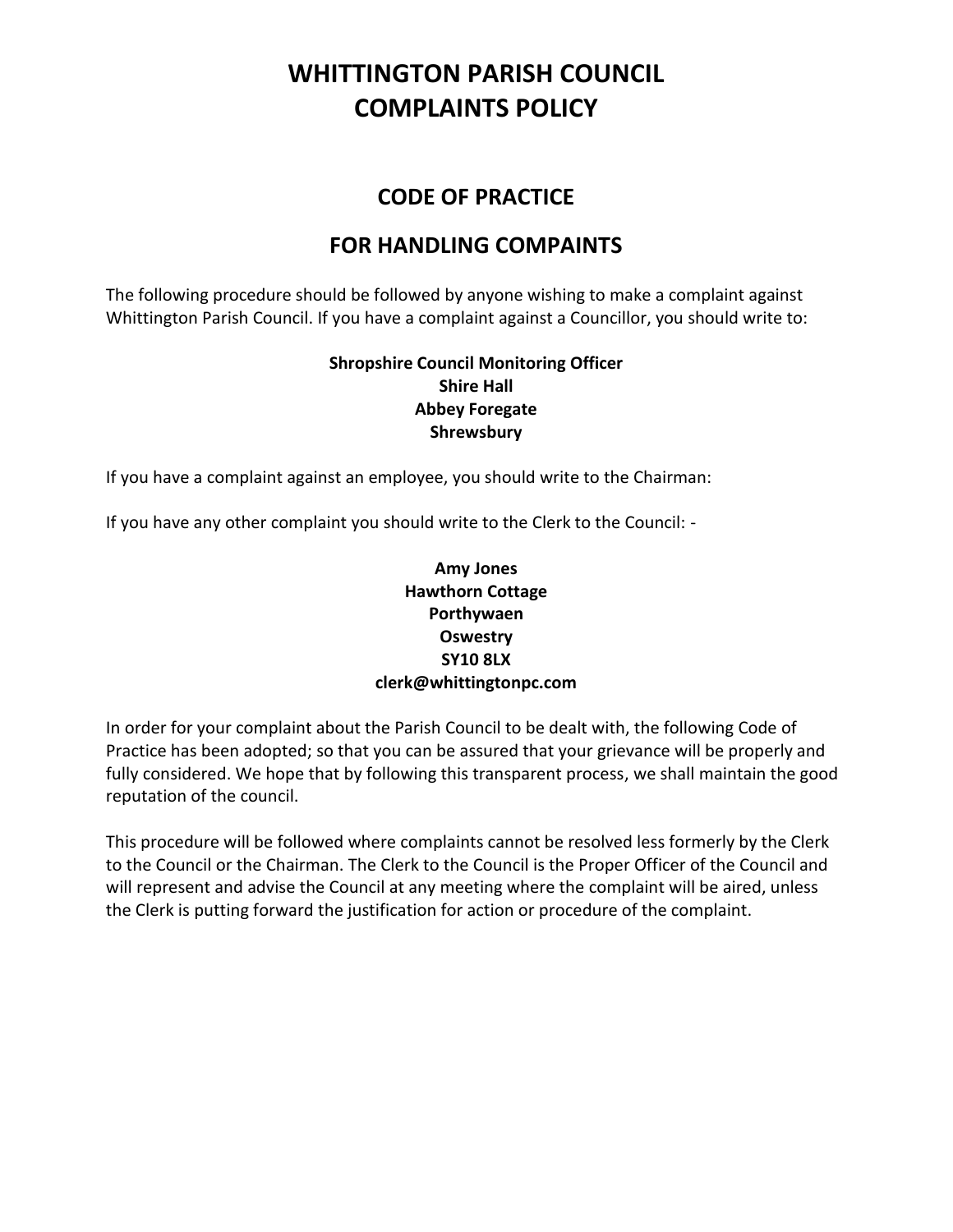# WHITTINGTON PARISH COUNCIL
# COMPLAINTS POLICY

## CODE OF PRACTICE

## FOR HANDLING COMPAINTS

The following procedure should be followed by anyone wishing to make a complaint against Whittington Parish Council. If you have a complaint against a Councillor, you should write to:

**Shropshire Council Monitoring Officer**
**Shire Hall**
**Abbey Foregate**
**Shrewsbury**

If you have a complaint against an employee, you should write to the Chairman:

If you have any other complaint you should write to the Clerk to the Council: -

**Amy Jones**
**Hawthorn Cottage**
**Porthywaen**
**Oswestry**
**SY10 8LX**
**clerk@whittingtonpc.com**

In order for your complaint about the Parish Council to be dealt with, the following Code of Practice has been adopted; so that you can be assured that your grievance will be properly and fully considered. We hope that by following this transparent process, we shall maintain the good reputation of the council.

This procedure will be followed where complaints cannot be resolved less formerly by the Clerk to the Council or the Chairman. The Clerk to the Council is the Proper Officer of the Council and will represent and advise the Council at any meeting where the complaint will be aired, unless the Clerk is putting forward the justification for action or procedure of the complaint.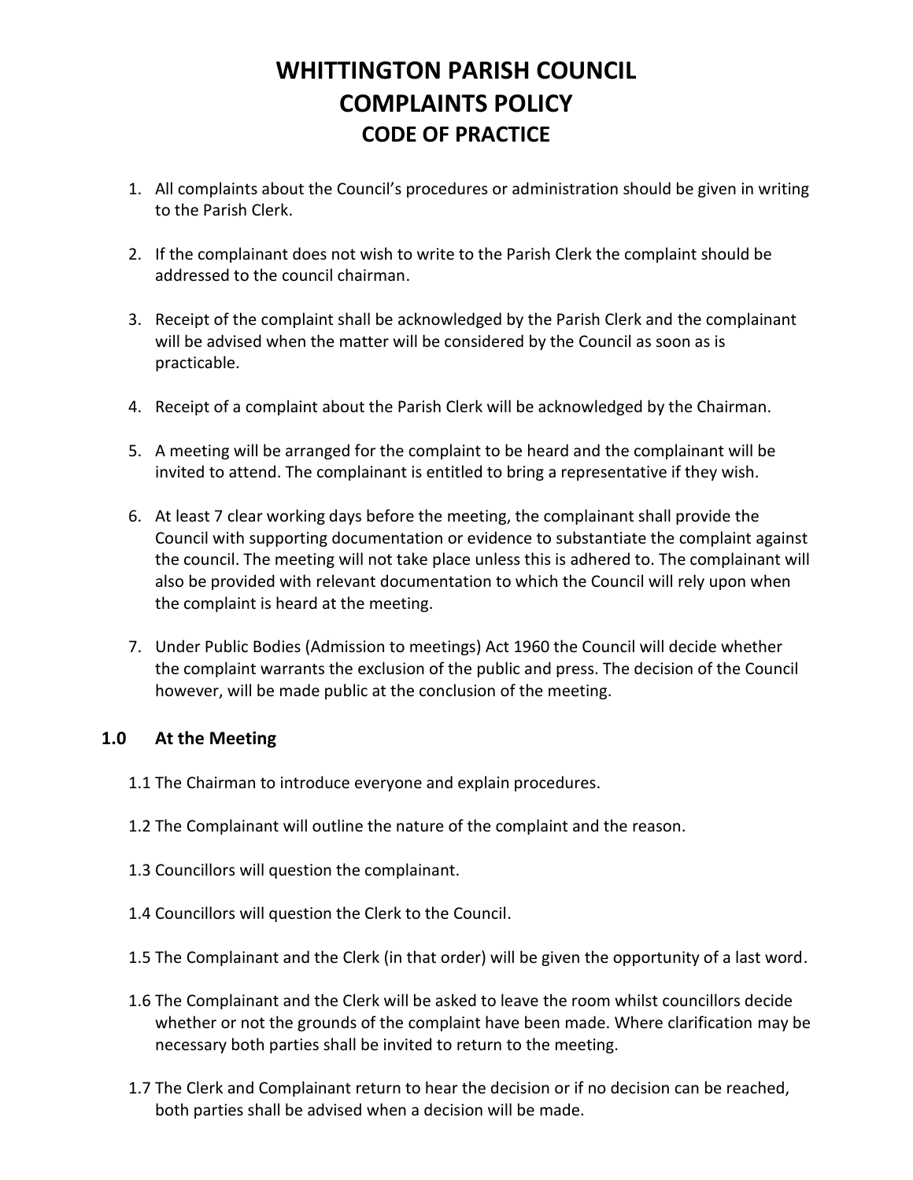# WHITTINGTON PARISH COUNCIL
# COMPLAINTS POLICY
## CODE OF PRACTICE

1. All complaints about the Council's procedures or administration should be given in writing to the Parish Clerk.

2. If the complainant does not wish to write to the Parish Clerk the complaint should be addressed to the council chairman.

3. Receipt of the complaint shall be acknowledged by the Parish Clerk and the complainant will be advised when the matter will be considered by the Council as soon as is practicable.

4. Receipt of a complaint about the Parish Clerk will be acknowledged by the Chairman.

5. A meeting will be arranged for the complaint to be heard and the complainant will be invited to attend. The complainant is entitled to bring a representative if they wish.

6. At least 7 clear working days before the meeting, the complainant shall provide the Council with supporting documentation or evidence to substantiate the complaint against the council. The meeting will not take place unless this is adhered to. The complainant will also be provided with relevant documentation to which the Council will rely upon when the complaint is heard at the meeting.

7. Under Public Bodies (Admission to meetings) Act 1960 the Council will decide whether the complaint warrants the exclusion of the public and press. The decision of the Council however, will be made public at the conclusion of the meeting.

### 1.0 At the Meeting

1.1 The Chairman to introduce everyone and explain procedures.

1.2 The Complainant will outline the nature of the complaint and the reason.

1.3 Councillors will question the complainant.

1.4 Councillors will question the Clerk to the Council.

1.5 The Complainant and the Clerk (in that order) will be given the opportunity of a last word.

1.6 The Complainant and the Clerk will be asked to leave the room whilst councillors decide whether or not the grounds of the complaint have been made. Where clarification may be necessary both parties shall be invited to return to the meeting.

1.7 The Clerk and Complainant return to hear the decision or if no decision can be reached, both parties shall be advised when a decision will be made.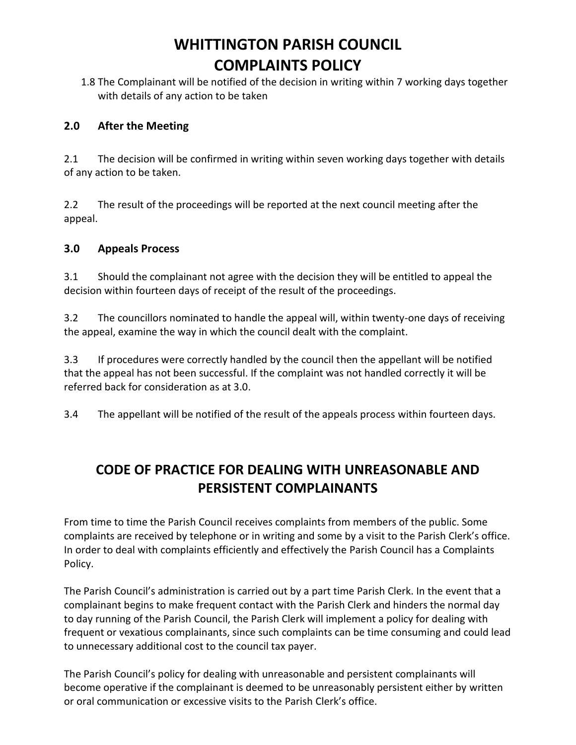1.8 The Complainant will be notified of the decision in writing within 7 working days together with details of any action to be taken

## 2.0 After the Meeting

2.1 The decision will be confirmed in writing within seven working days together with details of any action to be taken.

2.2 The result of the proceedings will be reported at the next council meeting after the appeal.

## 3.0 Appeals Process

3.1 Should the complainant not agree with the decision they will be entitled to appeal the decision within fourteen days of receipt of the result of the proceedings.

3.2 The councillors nominated to handle the appeal will, within twenty-one days of receiving the appeal, examine the way in which the council dealt with the complaint.

3.3 If procedures were correctly handled by the council then the appellant will be notified that the appeal has not been successful. If the complaint was not handled correctly it will be referred back for consideration as at 3.0.

3.4 The appellant will be notified of the result of the appeals process within fourteen days.

# CODE OF PRACTICE FOR DEALING WITH UNREASONABLE AND PERSISTENT COMPLAINANTS

From time to time the Parish Council receives complaints from members of the public. Some complaints are received by telephone or in writing and some by a visit to the Parish Clerk's office. In order to deal with complaints efficiently and effectively the Parish Council has a Complaints Policy.

The Parish Council's administration is carried out by a part time Parish Clerk. In the event that a complainant begins to make frequent contact with the Parish Clerk and hinders the normal day to day running of the Parish Council, the Parish Clerk will implement a policy for dealing with frequent or vexatious complainants, since such complaints can be time consuming and could lead to unnecessary additional cost to the council tax payer.

The Parish Council's policy for dealing with unreasonable and persistent complainants will become operative if the complainant is deemed to be unreasonably persistent either by written or oral communication or excessive visits to the Parish Clerk's office.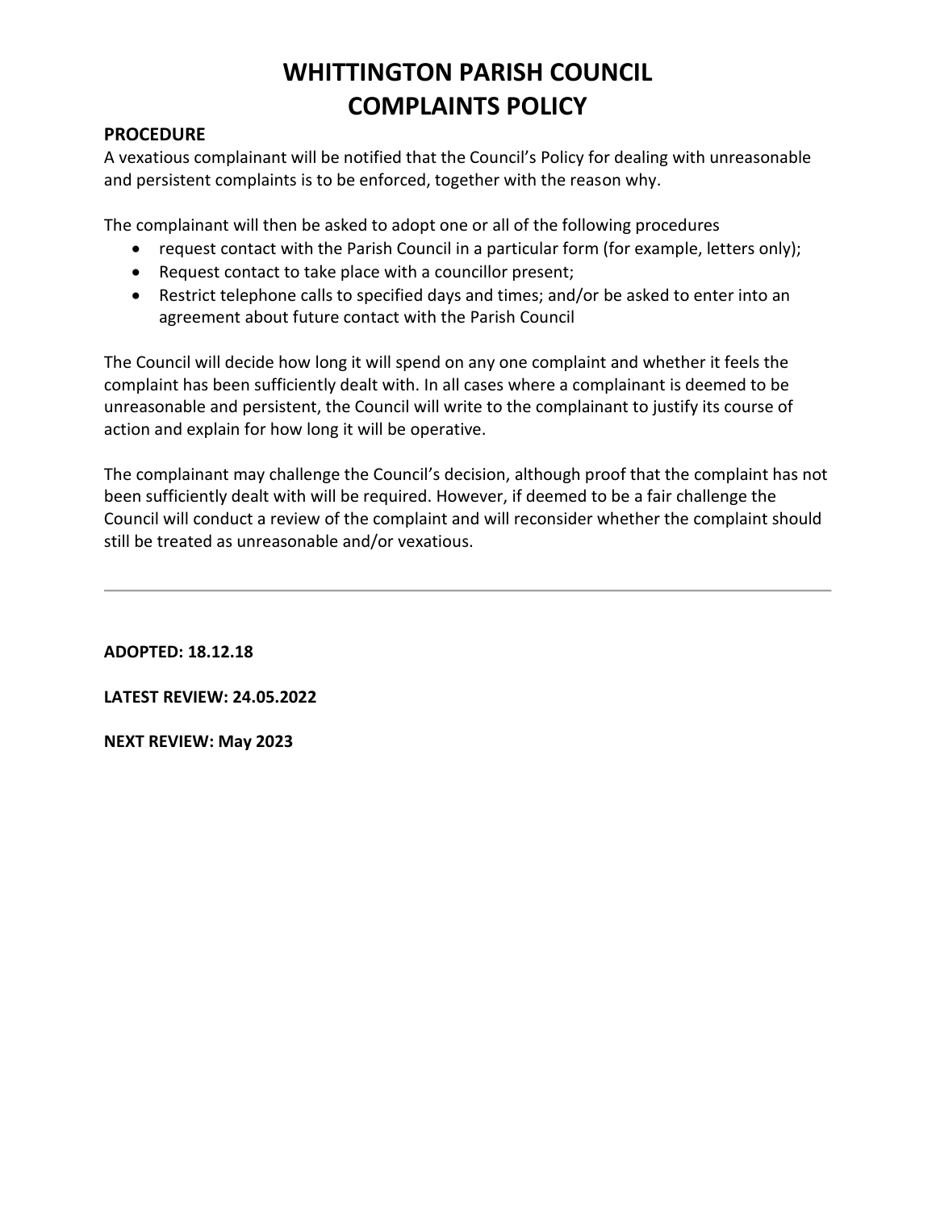# WHITTINGTON PARISH COUNCIL
# COMPLAINTS POLICY

## PROCEDURE

A vexatious complainant will be notified that the Council's Policy for dealing with unreasonable and persistent complaints is to be enforced, together with the reason why.

The complainant will then be asked to adopt one or all of the following procedures

- request contact with the Parish Council in a particular form (for example, letters only);
- Request contact to take place with a councillor present;
- Restrict telephone calls to specified days and times; and/or be asked to enter into an agreement about future contact with the Parish Council

The Council will decide how long it will spend on any one complaint and whether it feels the complaint has been sufficiently dealt with. In all cases where a complainant is deemed to be unreasonable and persistent, the Council will write to the complainant to justify its course of action and explain for how long it will be operative.

The complainant may challenge the Council's decision, although proof that the complaint has not been sufficiently dealt with will be required. However, if deemed to be a fair challenge the Council will conduct a review of the complaint and will reconsider whether the complaint should still be treated as unreasonable and/or vexatious.

---

**ADOPTED: 18.12.18**

**LATEST REVIEW: 24.05.2022**

**NEXT REVIEW: May 2023**